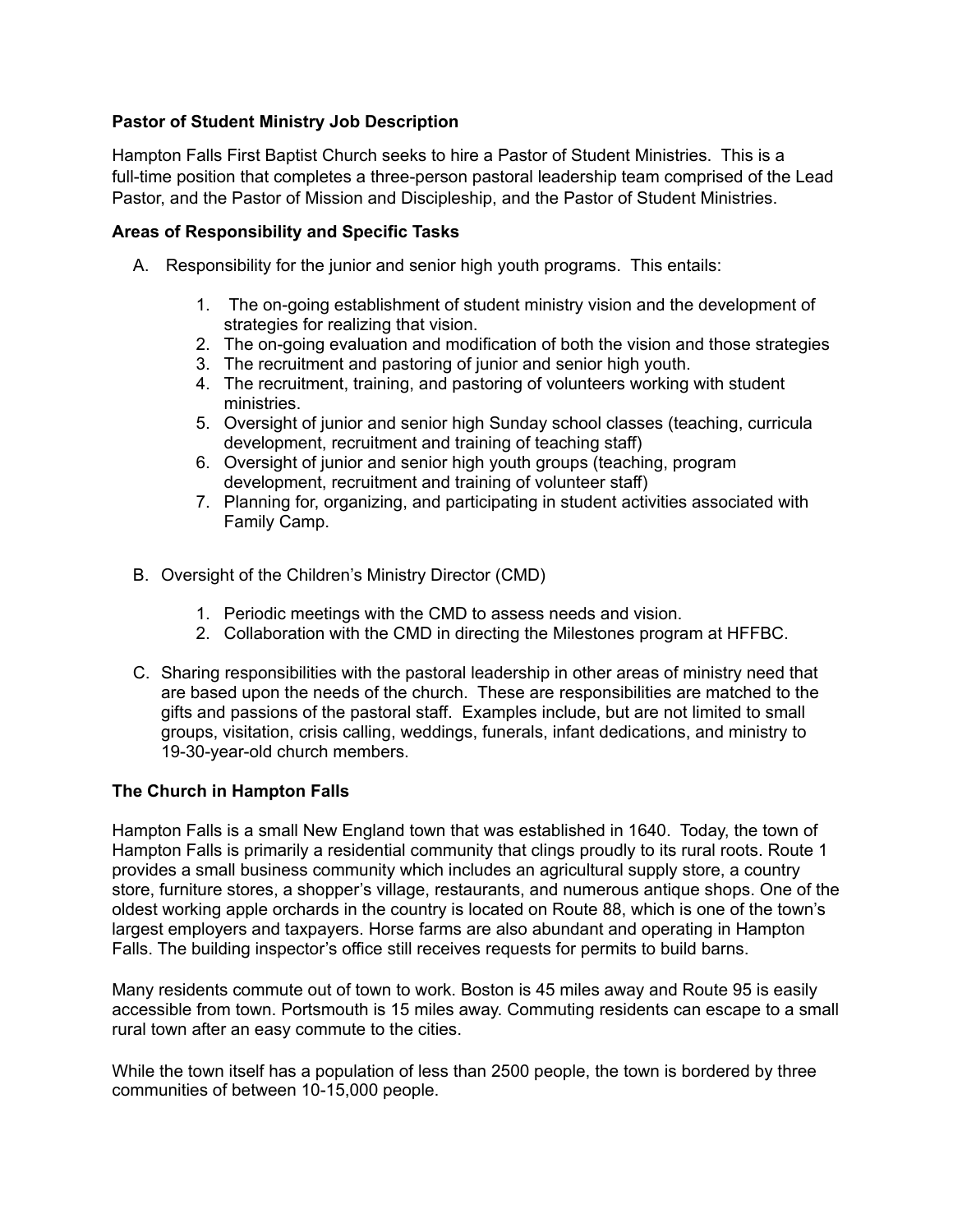**Pastor of Student Ministry Job Description**

Hampton Falls First Baptist Church seeks to hire a Pastor of Student Ministries. This is a full-time position that completes a three-person pastoral leadership team comprised of the Lead Pastor, and the Pastor of Mission and Discipleship, and the Pastor of Student Ministries.

**Areas of Responsibility and Specific Tasks**

A. Responsibility for the junior and senior high youth programs. This entails:

   1. The on-going establishment of student ministry vision and the development of strategies for realizing that vision.
   2. The on-going evaluation and modification of both the vision and those strategies
   3. The recruitment and pastoring of junior and senior high youth.
   4. The recruitment, training, and pastoring of volunteers working with student ministries.
   5. Oversight of junior and senior high Sunday school classes (teaching, curricula development, recruitment and training of teaching staff)
   6. Oversight of junior and senior high youth groups (teaching, program development, recruitment and training of volunteer staff)
   7. Planning for, organizing, and participating in student activities associated with Family Camp.

B. Oversight of the Children's Ministry Director (CMD)

   1. Periodic meetings with the CMD to assess needs and vision.
   2. Collaboration with the CMD in directing the Milestones program at HFFBC.

C. Sharing responsibilities with the pastoral leadership in other areas of ministry need that are based upon the needs of the church. These are responsibilities are matched to the gifts and passions of the pastoral staff. Examples include, but are not limited to small groups, visitation, crisis calling, weddings, funerals, infant dedications, and ministry to 19-30-year-old church members.

**The Church in Hampton Falls**

Hampton Falls is a small New England town that was established in 1640. Today, the town of Hampton Falls is primarily a residential community that clings proudly to its rural roots. Route 1 provides a small business community which includes an agricultural supply store, a country store, furniture stores, a shopper's village, restaurants, and numerous antique shops. One of the oldest working apple orchards in the country is located on Route 88, which is one of the town's largest employers and taxpayers. Horse farms are also abundant and operating in Hampton Falls. The building inspector's office still receives requests for permits to build barns.

Many residents commute out of town to work. Boston is 45 miles away and Route 95 is easily accessible from town. Portsmouth is 15 miles away. Commuting residents can escape to a small rural town after an easy commute to the cities.

While the town itself has a population of less than 2500 people, the town is bordered by three communities of between 10-15,000 people.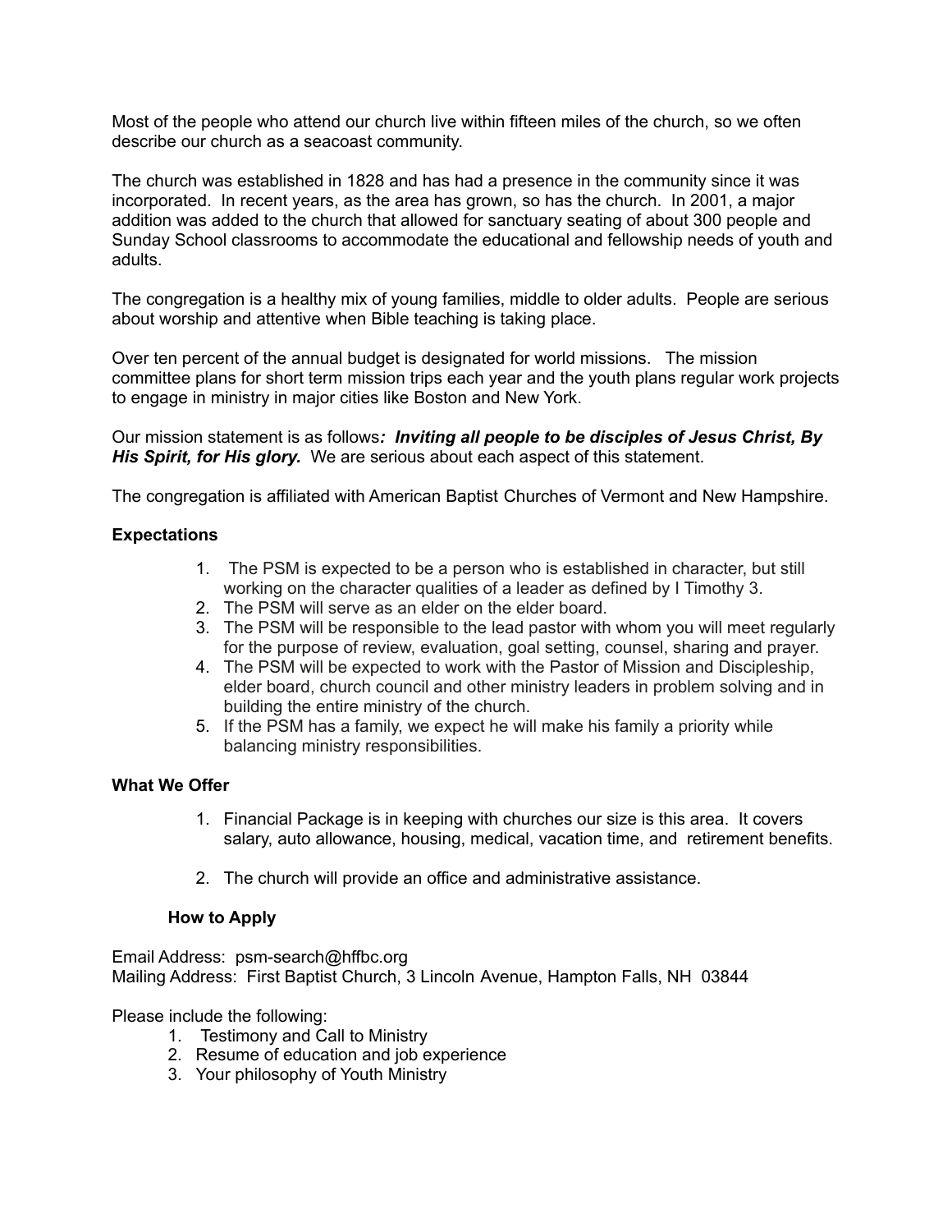Most of the people who attend our church live within fifteen miles of the church, so we often describe our church as a seacoast community.

The church was established in 1828 and has had a presence in the community since it was incorporated. In recent years, as the area has grown, so has the church. In 2001, a major addition was added to the church that allowed for sanctuary seating of about 300 people and Sunday School classrooms to accommodate the educational and fellowship needs of youth and adults.

The congregation is a healthy mix of young families, middle to older adults. People are serious about worship and attentive when Bible teaching is taking place.

Over ten percent of the annual budget is designated for world missions. The mission committee plans for short term mission trips each year and the youth plans regular work projects to engage in ministry in major cities like Boston and New York.

Our mission statement is as follows***: Inviting all people to be disciples of Jesus Christ, By His Spirit, for His glory.*** We are serious about each aspect of this statement.

The congregation is affiliated with American Baptist Churches of Vermont and New Hampshire.

**Expectations**

1. The PSM is expected to be a person who is established in character, but still working on the character qualities of a leader as defined by I Timothy 3.
2. The PSM will serve as an elder on the elder board.
3. The PSM will be responsible to the lead pastor with whom you will meet regularly for the purpose of review, evaluation, goal setting, counsel, sharing and prayer.
4. The PSM will be expected to work with the Pastor of Mission and Discipleship, elder board, church council and other ministry leaders in problem solving and in building the entire ministry of the church.
5. If the PSM has a family, we expect he will make his family a priority while balancing ministry responsibilities.

**What We Offer**

1. Financial Package is in keeping with churches our size is this area. It covers salary, auto allowance, housing, medical, vacation time, and retirement benefits.

2. The church will provide an office and administrative assistance.

**How to Apply**

Email Address: psm-search@hffbc.org
Mailing Address: First Baptist Church, 3 Lincoln Avenue, Hampton Falls, NH 03844

Please include the following:

1. Testimony and Call to Ministry
2. Resume of education and job experience
3. Your philosophy of Youth Ministry